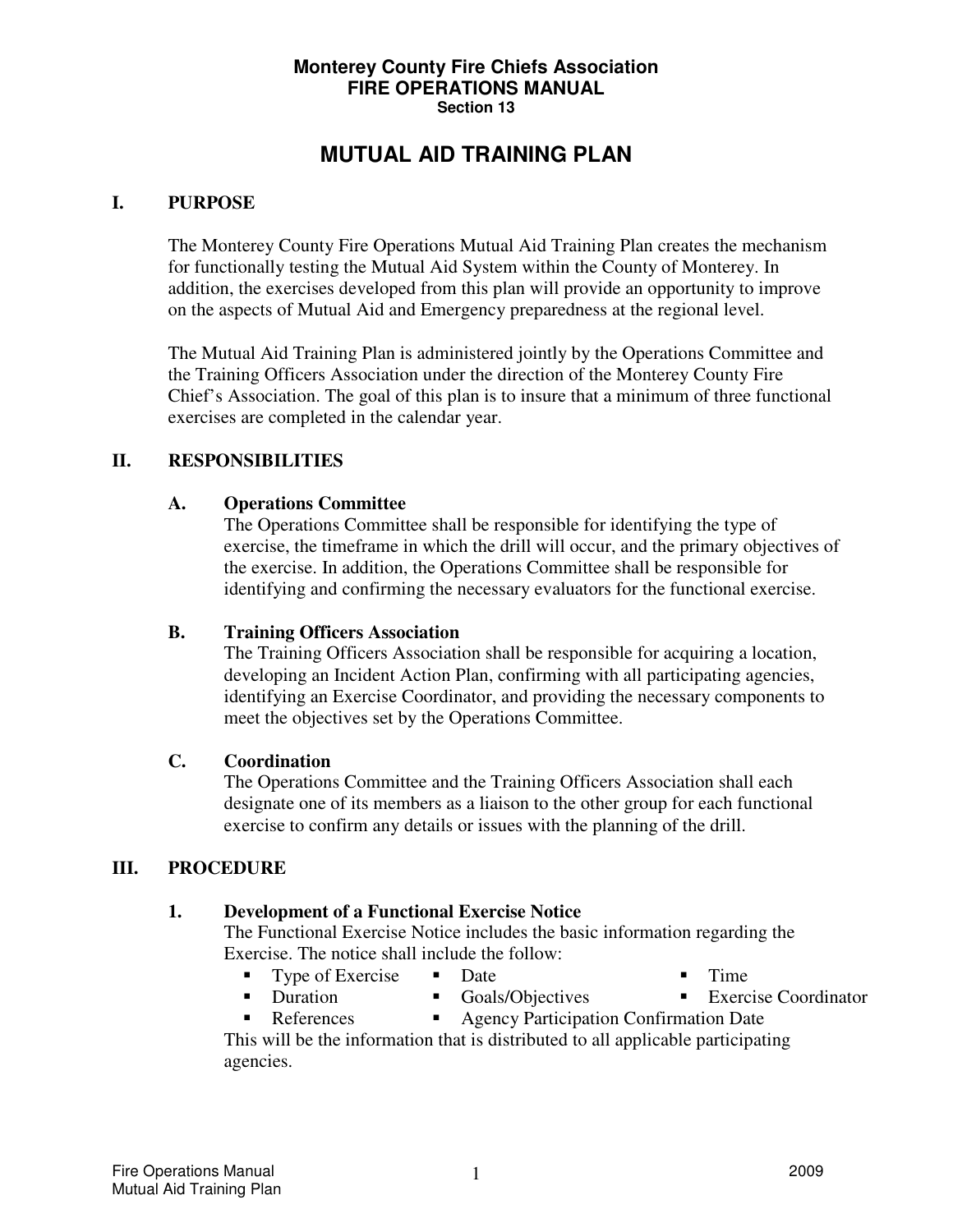**Monterey County Fire Chiefs Association**
**FIRE OPERATIONS MANUAL**
**Section 13**

# MUTUAL AID TRAINING PLAN

## I. PURPOSE

The Monterey County Fire Operations Mutual Aid Training Plan creates the mechanism for functionally testing the Mutual Aid System within the County of Monterey. In addition, the exercises developed from this plan will provide an opportunity to improve on the aspects of Mutual Aid and Emergency preparedness at the regional level.

The Mutual Aid Training Plan is administered jointly by the Operations Committee and the Training Officers Association under the direction of the Monterey County Fire Chief's Association. The goal of this plan is to insure that a minimum of three functional exercises are completed in the calendar year.

## II. RESPONSIBILITIES

### A. Operations Committee

The Operations Committee shall be responsible for identifying the type of exercise, the timeframe in which the drill will occur, and the primary objectives of the exercise. In addition, the Operations Committee shall be responsible for identifying and confirming the necessary evaluators for the functional exercise.

### B. Training Officers Association

The Training Officers Association shall be responsible for acquiring a location, developing an Incident Action Plan, confirming with all participating agencies, identifying an Exercise Coordinator, and providing the necessary components to meet the objectives set by the Operations Committee.

### C. Coordination

The Operations Committee and the Training Officers Association shall each designate one of its members as a liaison to the other group for each functional exercise to confirm any details or issues with the planning of the drill.

## III. PROCEDURE

### 1. Development of a Functional Exercise Notice

The Functional Exercise Notice includes the basic information regarding the Exercise. The notice shall include the follow:

- Type of Exercise
- Date
- Time
- Duration
- Goals/Objectives
- Exercise Coordinator
- References
- Agency Participation Confirmation Date

This will be the information that is distributed to all applicable participating agencies.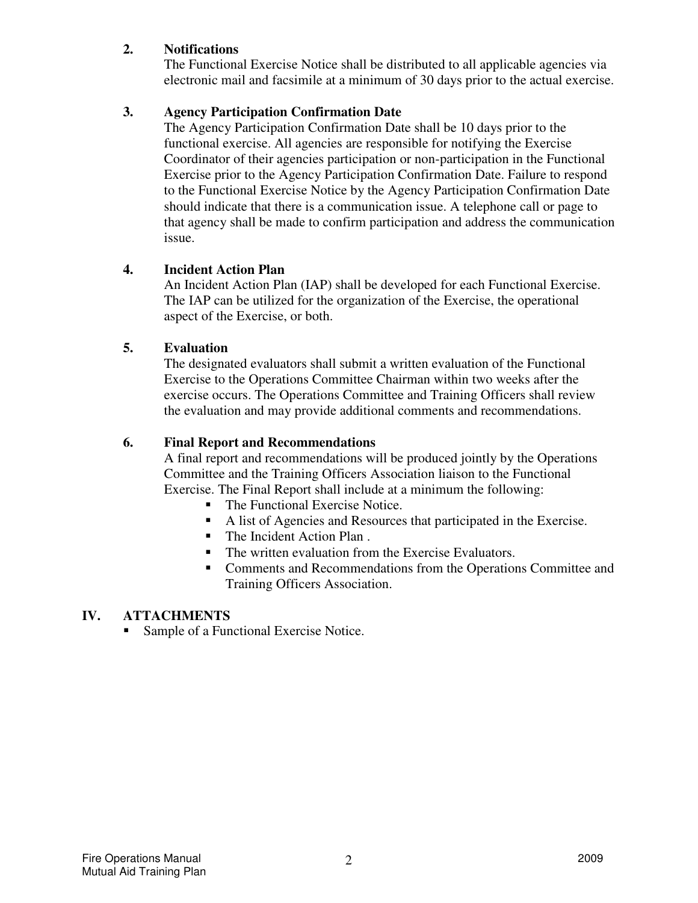### 2. Notifications

The Functional Exercise Notice shall be distributed to all applicable agencies via electronic mail and facsimile at a minimum of 30 days prior to the actual exercise.

### 3. Agency Participation Confirmation Date

The Agency Participation Confirmation Date shall be 10 days prior to the functional exercise. All agencies are responsible for notifying the Exercise Coordinator of their agencies participation or non-participation in the Functional Exercise prior to the Agency Participation Confirmation Date. Failure to respond to the Functional Exercise Notice by the Agency Participation Confirmation Date should indicate that there is a communication issue. A telephone call or page to that agency shall be made to confirm participation and address the communication issue.

### 4. Incident Action Plan

An Incident Action Plan (IAP) shall be developed for each Functional Exercise. The IAP can be utilized for the organization of the Exercise, the operational aspect of the Exercise, or both.

### 5. Evaluation

The designated evaluators shall submit a written evaluation of the Functional Exercise to the Operations Committee Chairman within two weeks after the exercise occurs. The Operations Committee and Training Officers shall review the evaluation and may provide additional comments and recommendations.

### 6. Final Report and Recommendations

A final report and recommendations will be produced jointly by the Operations Committee and the Training Officers Association liaison to the Functional Exercise. The Final Report shall include at a minimum the following:

- The Functional Exercise Notice.
- A list of Agencies and Resources that participated in the Exercise.
- The Incident Action Plan .
- The written evaluation from the Exercise Evaluators.
- Comments and Recommendations from the Operations Committee and Training Officers Association.

## IV. ATTACHMENTS

- Sample of a Functional Exercise Notice.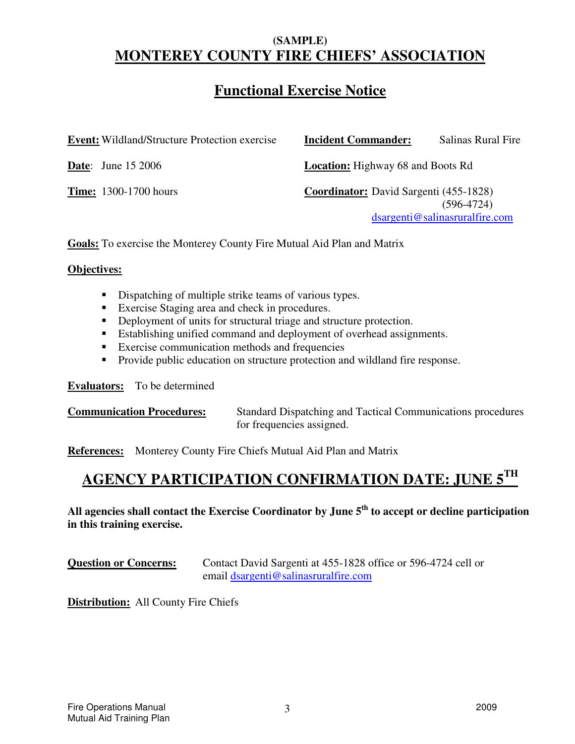**(SAMPLE)**

# MONTEREY COUNTY FIRE CHIEFS' ASSOCIATION

## Functional Exercise Notice

**Event:** Wildland/Structure Protection exercise

**Incident Commander:** Salinas Rural Fire

**Date**: June 15 2006

**Location:** Highway 68 and Boots Rd

**Time:** 1300-1700 hours

**Coordinator:** David Sargenti (455-1828)
(596-4724)
dsargenti@salinasruralfire.com

**Goals:** To exercise the Monterey County Fire Mutual Aid Plan and Matrix

**Objectives:**

- Dispatching of multiple strike teams of various types.
- Exercise Staging area and check in procedures.
- Deployment of units for structural triage and structure protection.
- Establishing unified command and deployment of overhead assignments.
- Exercise communication methods and frequencies
- Provide public education on structure protection and wildland fire response.

**Evaluators:** To be determined

**Communication Procedures:** Standard Dispatching and Tactical Communications procedures for frequencies assigned.

**References:** Monterey County Fire Chiefs Mutual Aid Plan and Matrix

## AGENCY PARTICIPATION CONFIRMATION DATE: JUNE 5TH

**All agencies shall contact the Exercise Coordinator by June 5th to accept or decline participation in this training exercise.**

**Question or Concerns:** Contact David Sargenti at 455-1828 office or 596-4724 cell or email dsargenti@salinasruralfire.com

**Distribution:** All County Fire Chiefs